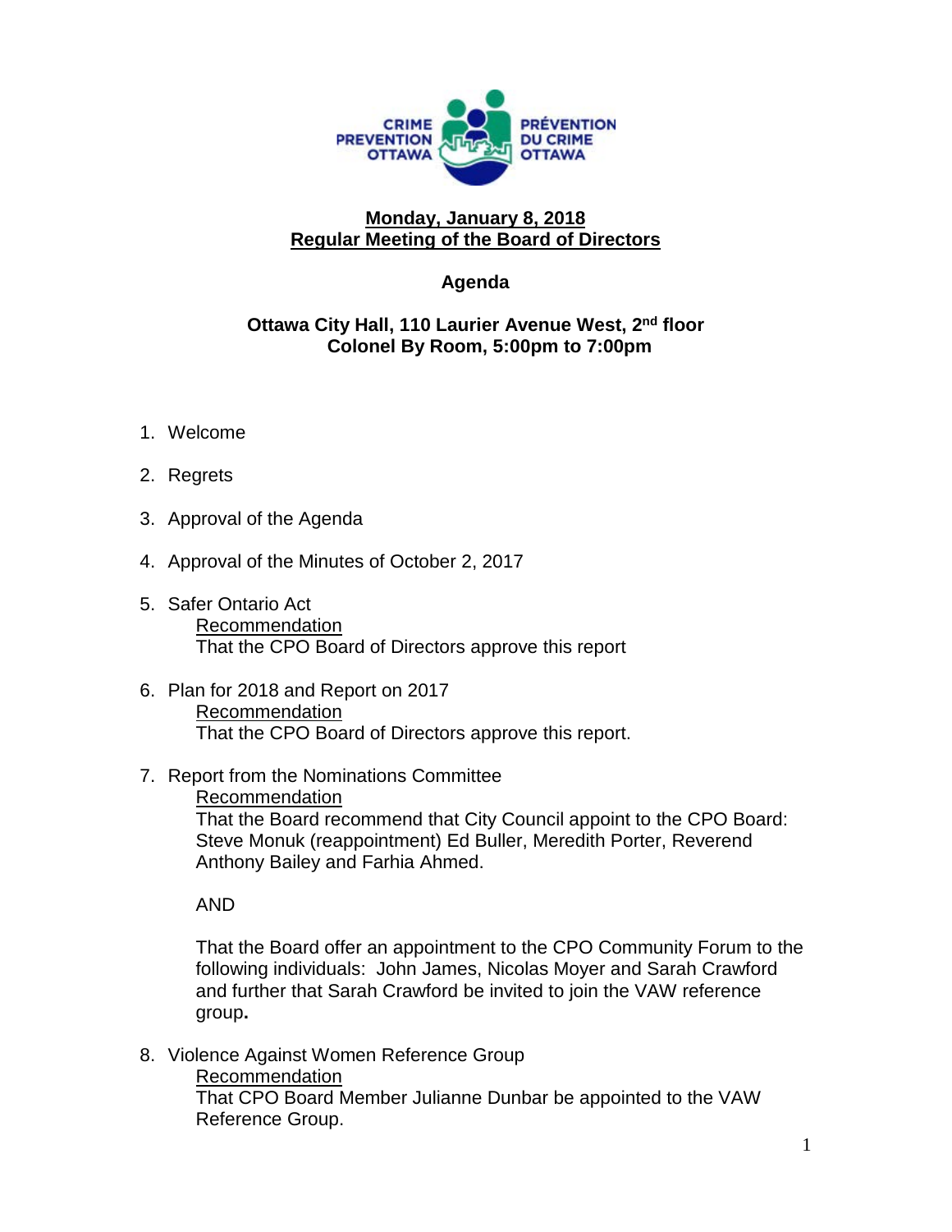CRIME PREVENTION OTTAWA

PRÉVENTION DU CRIME OTTAWA

## Monday, January 8, 2018
## Regular Meeting of the Board of Directors

### Agenda

**Ottawa City Hall, 110 Laurier Avenue West, 2nd floor**
**Colonel By Room, 5:00pm to 7:00pm**

1. Welcome

2. Regrets

3. Approval of the Agenda

4. Approval of the Minutes of October 2, 2017

5. Safer Ontario Act
   Recommendation
   That the CPO Board of Directors approve this report

6. Plan for 2018 and Report on 2017
   Recommendation
   That the CPO Board of Directors approve this report.

7. Report from the Nominations Committee
   Recommendation
   That the Board recommend that City Council appoint to the CPO Board: Steve Monuk (reappointment) Ed Buller, Meredith Porter, Reverend Anthony Bailey and Farhia Ahmed.

   AND

   That the Board offer an appointment to the CPO Community Forum to the following individuals: John James, Nicolas Moyer and Sarah Crawford and further that Sarah Crawford be invited to join the VAW reference group.

8. Violence Against Women Reference Group
   Recommendation
   That CPO Board Member Julianne Dunbar be appointed to the VAW Reference Group.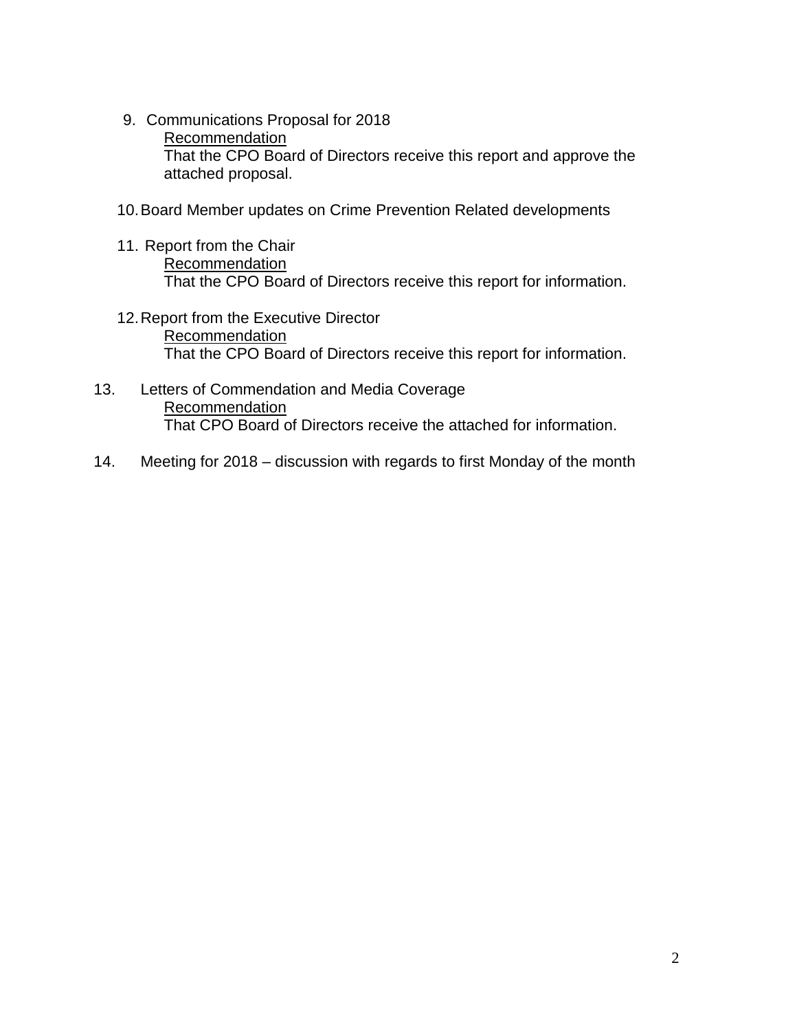9. Communications Proposal for 2018

   <u>Recommendation</u>

   That the CPO Board of Directors receive this report and approve the attached proposal.

10. Board Member updates on Crime Prevention Related developments

11. Report from the Chair

    <u>Recommendation</u>

    That the CPO Board of Directors receive this report for information.

12. Report from the Executive Director

    <u>Recommendation</u>

    That the CPO Board of Directors receive this report for information.

13. Letters of Commendation and Media Coverage

    <u>Recommendation</u>

    That CPO Board of Directors receive the attached for information.

14. Meeting for 2018 – discussion with regards to first Monday of the month